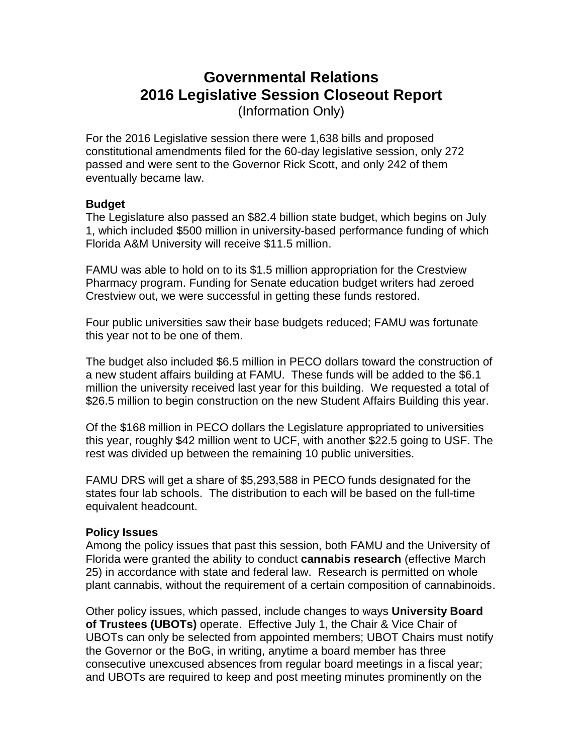# Governmental Relations
# 2016 Legislative Session Closeout Report

(Information Only)

For the 2016 Legislative session there were 1,638 bills and proposed constitutional amendments filed for the 60-day legislative session, only 272 passed and were sent to the Governor Rick Scott, and only 242 of them eventually became law.

**Budget**

The Legislature also passed an $82.4 billion state budget, which begins on July 1, which included $500 million in university-based performance funding of which Florida A&M University will receive $11.5 million.

FAMU was able to hold on to its $1.5 million appropriation for the Crestview Pharmacy program. Funding for Senate education budget writers had zeroed Crestview out, we were successful in getting these funds restored.

Four public universities saw their base budgets reduced; FAMU was fortunate this year not to be one of them.

The budget also included $6.5 million in PECO dollars toward the construction of a new student affairs building at FAMU. These funds will be added to the $6.1 million the university received last year for this building. We requested a total of $26.5 million to begin construction on the new Student Affairs Building this year.

Of the $168 million in PECO dollars the Legislature appropriated to universities this year, roughly $42 million went to UCF, with another $22.5 going to USF. The rest was divided up between the remaining 10 public universities.

FAMU DRS will get a share of $5,293,588 in PECO funds designated for the states four lab schools. The distribution to each will be based on the full-time equivalent headcount.

**Policy Issues**

Among the policy issues that past this session, both FAMU and the University of Florida were granted the ability to conduct **cannabis research** (effective March 25) in accordance with state and federal law. Research is permitted on whole plant cannabis, without the requirement of a certain composition of cannabinoids.

Other policy issues, which passed, include changes to ways **University Board of Trustees (UBOTs)** operate. Effective July 1, the Chair & Vice Chair of UBOTs can only be selected from appointed members; UBOT Chairs must notify the Governor or the BoG, in writing, anytime a board member has three consecutive unexcused absences from regular board meetings in a fiscal year; and UBOTs are required to keep and post meeting minutes prominently on the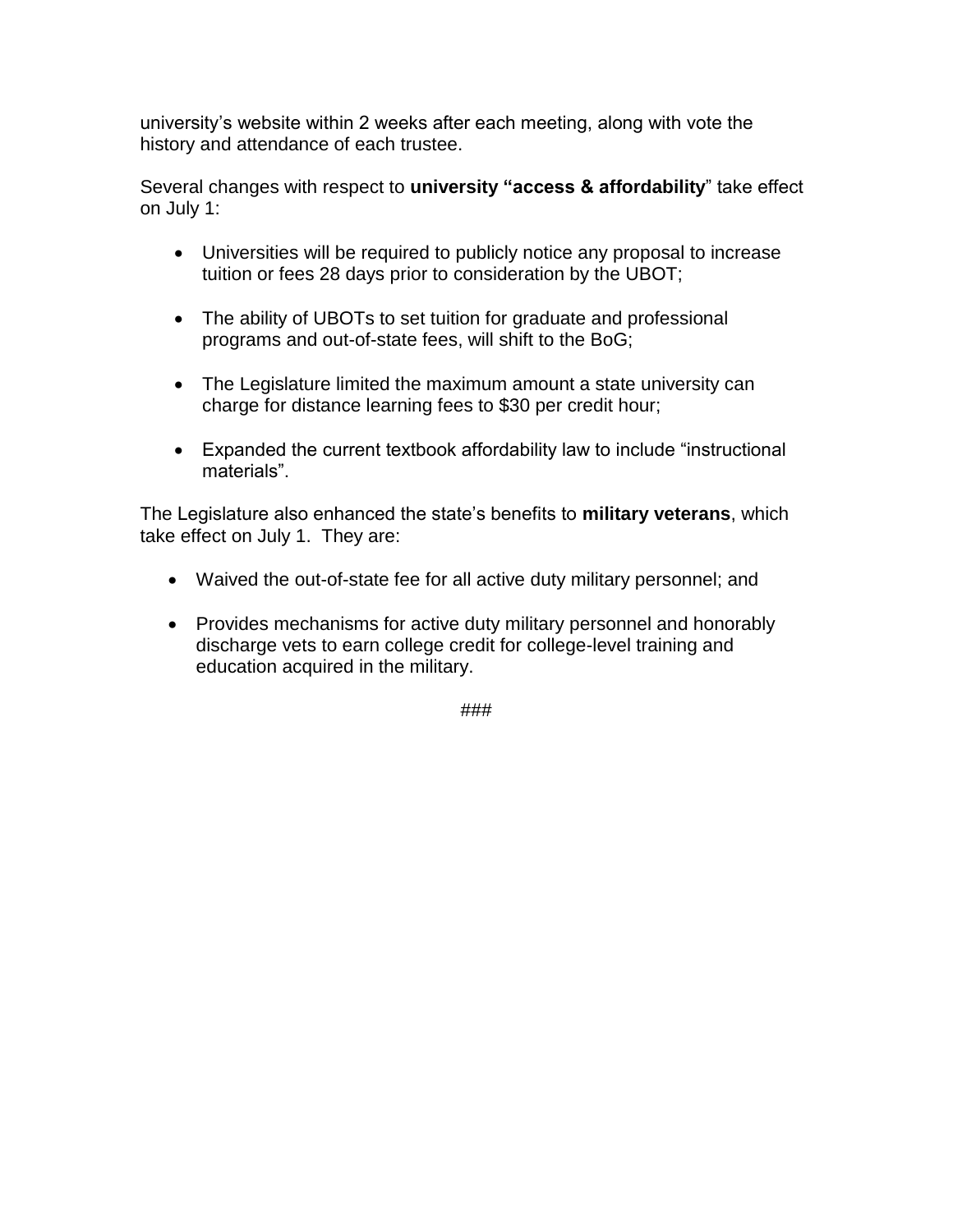university's website within 2 weeks after each meeting, along with vote the history and attendance of each trustee.

Several changes with respect to **university "access & affordability**" take effect on July 1:

- Universities will be required to publicly notice any proposal to increase tuition or fees 28 days prior to consideration by the UBOT;
- The ability of UBOTs to set tuition for graduate and professional programs and out-of-state fees, will shift to the BoG;
- The Legislature limited the maximum amount a state university can charge for distance learning fees to $30 per credit hour;
- Expanded the current textbook affordability law to include "instructional materials".

The Legislature also enhanced the state's benefits to **military veterans**, which take effect on July 1. They are:

- Waived the out-of-state fee for all active duty military personnel; and
- Provides mechanisms for active duty military personnel and honorably discharge vets to earn college credit for college-level training and education acquired in the military.

###